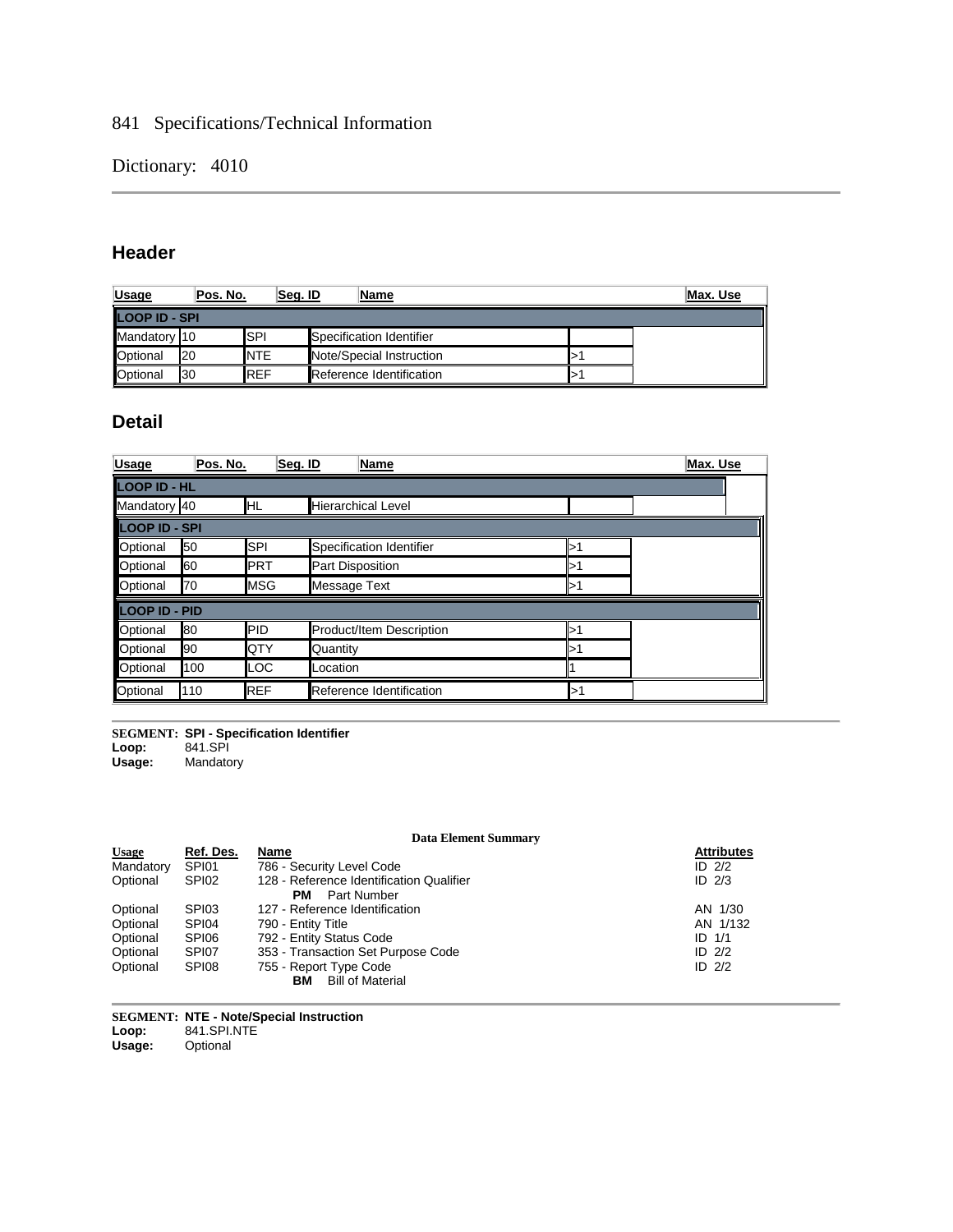841 Specifications/Technical Information

Dictionary: 4010

## Header

| Usage | Pos. No. | Seg. ID | Name | Max. Use |
|---|---|---|---|---|
| **LOOP ID - SPI** | | | | |
| Mandatory | 10 | SPI | Specification Identifier | |
| Optional | 20 | NTE | Note/Special Instruction | >1 |
| Optional | 30 | REF | Reference Identification | >1 |

## Detail

| Usage | Pos. No. | Seg. ID | Name | Max. Use |
|---|---|---|---|---|
| **LOOP ID - HL** | | | | |
| Mandatory | 40 | HL | Hierarchical Level | |
| **LOOP ID - SPI** | | | | |
| Optional | 50 | SPI | Specification Identifier | >1 |
| Optional | 60 | PRT | Part Disposition | >1 |
| Optional | 70 | MSG | Message Text | >1 |
| **LOOP ID - PID** | | | | |
| Optional | 80 | PID | Product/Item Description | >1 |
| Optional | 90 | QTY | Quantity | >1 |
| Optional | 100 | LOC | Location | 1 |
| Optional | 110 | REF | Reference Identification | >1 |

---

**SEGMENT: SPI - Specification Identifier**
**Loop:** 841.SPI
**Usage:** Mandatory

**Data Element Summary**

| Usage | Ref. Des. | Name | Attributes |
|---|---|---|---|
| Mandatory | SPI01 | 786 - Security Level Code | ID 2/2 |
| Optional | SPI02 | 128 - Reference Identification Qualifier<br>**PM** Part Number | ID 2/3 |
| Optional | SPI03 | 127 - Reference Identification | AN 1/30 |
| Optional | SPI04 | 790 - Entity Title | AN 1/132 |
| Optional | SPI06 | 792 - Entity Status Code | ID 1/1 |
| Optional | SPI07 | 353 - Transaction Set Purpose Code | ID 2/2 |
| Optional | SPI08 | 755 - Report Type Code<br>**BM** Bill of Material | ID 2/2 |

---

**SEGMENT: NTE - Note/Special Instruction**
**Loop:** 841.SPI.NTE
**Usage:** Optional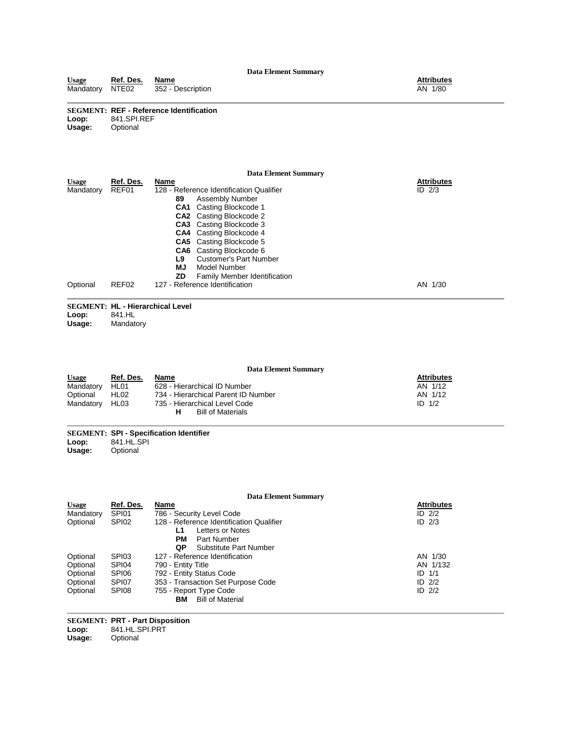**Data Element Summary**

| Usage | Ref. Des. | Name | Attributes |
|---|---|---|---|
| Mandatory | NTE02 | 352 - Description | AN 1/80 |

**SEGMENT: REF - Reference Identification**
**Loop:** 841.SPI.REF
**Usage:** Optional

**Data Element Summary**

| Usage | Ref. Des. | Name | Attributes |
|---|---|---|---|
| Mandatory | REF01 | 128 - Reference Identification Qualifier | ID 2/3 |
| | | **89** Assembly Number | |
| | | **CA1** Casting Blockcode 1 | |
| | | **CA2** Casting Blockcode 2 | |
| | | **CA3** Casting Blockcode 3 | |
| | | **CA4** Casting Blockcode 4 | |
| | | **CA5** Casting Blockcode 5 | |
| | | **CA6** Casting Blockcode 6 | |
| | | **L9** Customer's Part Number | |
| | | **MJ** Model Number | |
| | | **ZD** Family Member Identification | |
| Optional | REF02 | 127 - Reference Identification | AN 1/30 |

**SEGMENT: HL - Hierarchical Level**
**Loop:** 841.HL
**Usage:** Mandatory

**Data Element Summary**

| Usage | Ref. Des. | Name | Attributes |
|---|---|---|---|
| Mandatory | HL01 | 628 - Hierarchical ID Number | AN 1/12 |
| Optional | HL02 | 734 - Hierarchical Parent ID Number | AN 1/12 |
| Mandatory | HL03 | 735 - Hierarchical Level Code | ID 1/2 |
| | | **H** Bill of Materials | |

**SEGMENT: SPI - Specification Identifier**
**Loop:** 841.HL.SPI
**Usage:** Optional

**Data Element Summary**

| Usage | Ref. Des. | Name | Attributes |
|---|---|---|---|
| Mandatory | SPI01 | 786 - Security Level Code | ID 2/2 |
| Optional | SPI02 | 128 - Reference Identification Qualifier | ID 2/3 |
| | | **L1** Letters or Notes | |
| | | **PM** Part Number | |
| | | **QP** Substitute Part Number | |
| Optional | SPI03 | 127 - Reference Identification | AN 1/30 |
| Optional | SPI04 | 790 - Entity Title | AN 1/132 |
| Optional | SPI06 | 792 - Entity Status Code | ID 1/1 |
| Optional | SPI07 | 353 - Transaction Set Purpose Code | ID 2/2 |
| Optional | SPI08 | 755 - Report Type Code | ID 2/2 |
| | | **BM** Bill of Material | |

**SEGMENT: PRT - Part Disposition**
**Loop:** 841.HL.SPI.PRT
**Usage:** Optional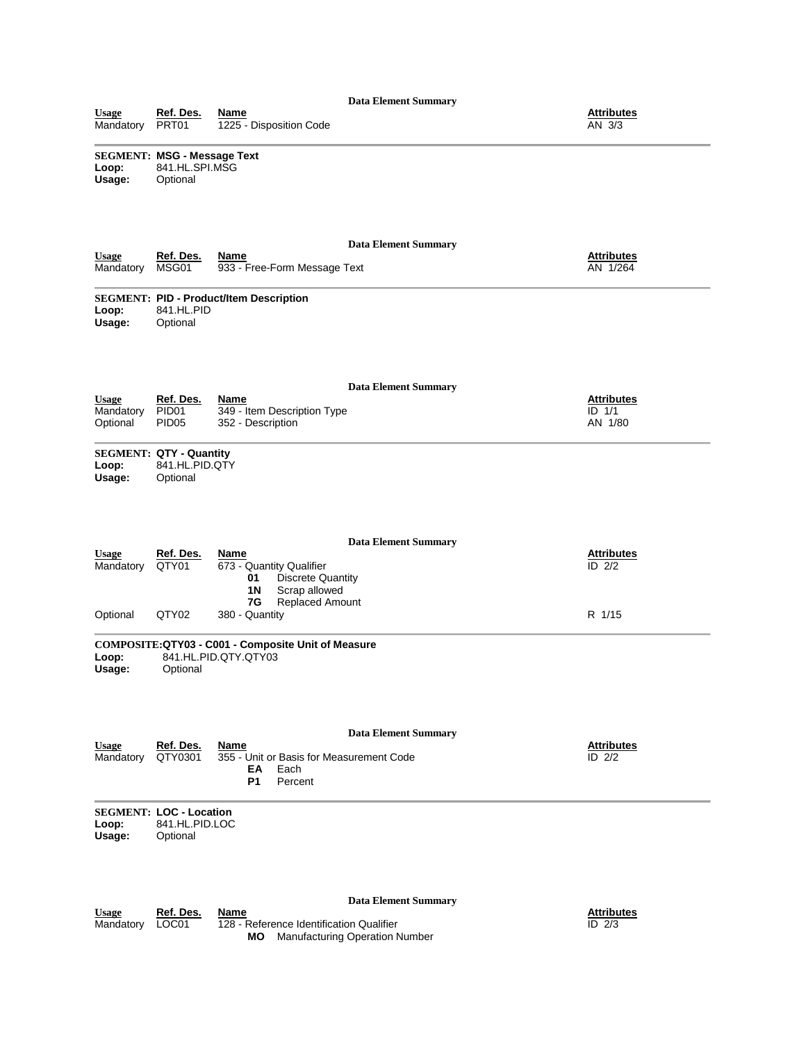**Data Element Summary**

| Usage | Ref. Des. | Name | Attributes |
|---|---|---|---|
| Mandatory | PRT01 | 1225 - Disposition Code | AN 3/3 |

**SEGMENT: MSG - Message Text**
**Loop:** 841.HL.SPI.MSG
**Usage:** Optional

**Data Element Summary**

| Usage | Ref. Des. | Name | Attributes |
|---|---|---|---|
| Mandatory | MSG01 | 933 - Free-Form Message Text | AN 1/264 |

**SEGMENT: PID - Product/Item Description**
**Loop:** 841.HL.PID
**Usage:** Optional

**Data Element Summary**

| Usage | Ref. Des. | Name | Attributes |
|---|---|---|---|
| Mandatory | PID01 | 349 - Item Description Type | ID 1/1 |
| Optional | PID05 | 352 - Description | AN 1/80 |

**SEGMENT: QTY - Quantity**
**Loop:** 841.HL.PID.QTY
**Usage:** Optional

**Data Element Summary**

| Usage | Ref. Des. | Name | Attributes |
|---|---|---|---|
| Mandatory | QTY01 | 673 - Quantity Qualifier<br>**01** Discrete Quantity<br>**1N** Scrap allowed<br>**7G** Replaced Amount | ID 2/2 |
| Optional | QTY02 | 380 - Quantity | R 1/15 |

**COMPOSITE:QTY03 - C001 - Composite Unit of Measure**
**Loop:** 841.HL.PID.QTY.QTY03
**Usage:** Optional

**Data Element Summary**

| Usage | Ref. Des. | Name | Attributes |
|---|---|---|---|
| Mandatory | QTY0301 | 355 - Unit or Basis for Measurement Code<br>**EA** Each<br>**P1** Percent | ID 2/2 |

**SEGMENT: LOC - Location**
**Loop:** 841.HL.PID.LOC
**Usage:** Optional

**Data Element Summary**

| Usage | Ref. Des. | Name | Attributes |
|---|---|---|---|
| Mandatory | LOC01 | 128 - Reference Identification Qualifier<br>**MO** Manufacturing Operation Number | ID 2/3 |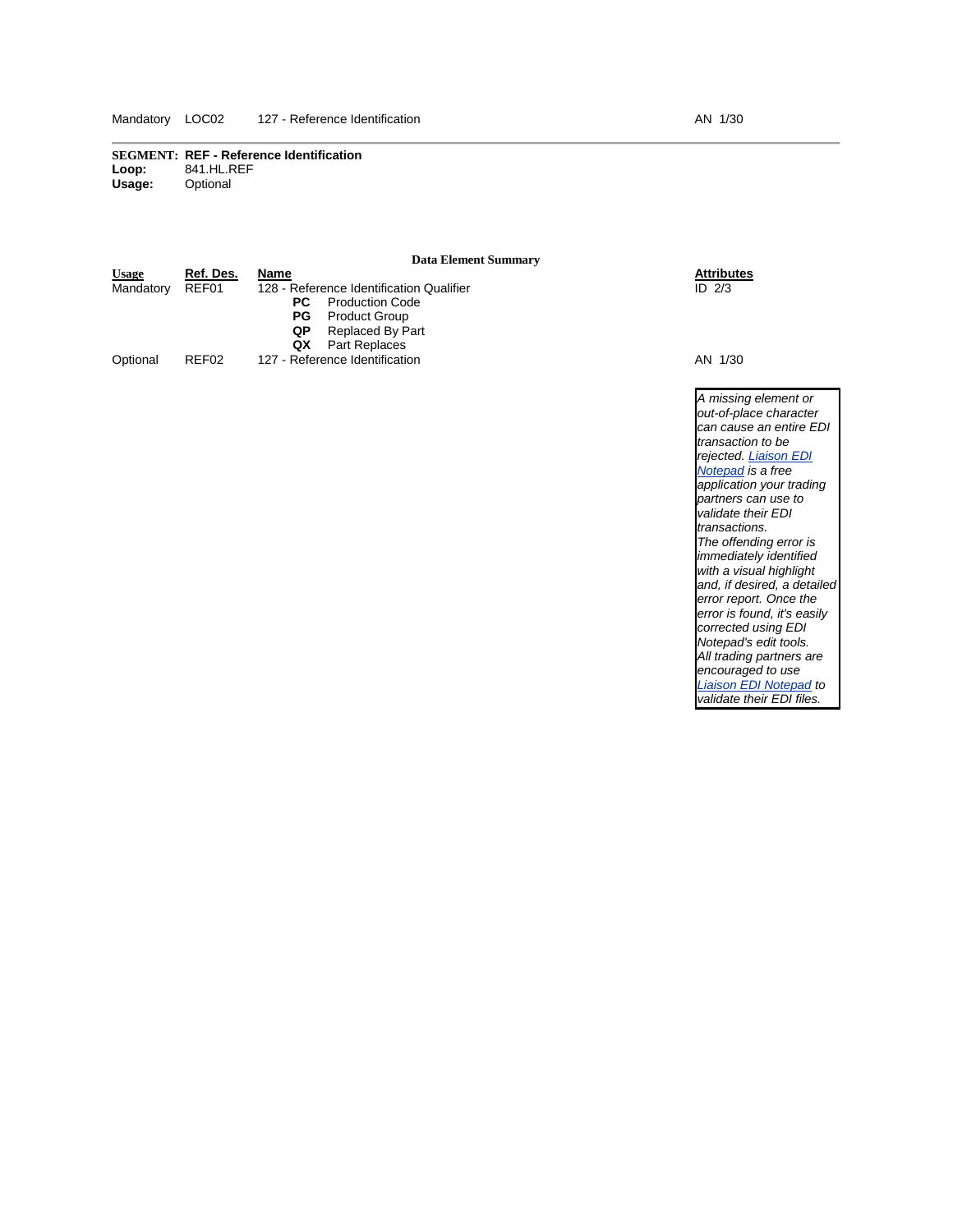| | | | |
|---|---|---|---|
| Mandatory | LOC02 | 127 - Reference Identification | AN 1/30 |

---

**SEGMENT: REF - Reference Identification**
**Loop:** 841.HL.REF
**Usage:** Optional

**Data Element Summary**

| Usage | Ref. Des. | Name | Attributes |
|---|---|---|---|
| Mandatory | REF01 | 128 - Reference Identification Qualifier<br>**PC** Production Code<br>**PG** Product Group<br>**QP** Replaced By Part<br>**QX** Part Replaces | ID 2/3 |
| Optional | REF02 | 127 - Reference Identification | AN 1/30 |

*A missing element or out-of-place character can cause an entire EDI transaction to be rejected. [Liaison EDI Notepad] is a free application your trading partners can use to validate their EDI transactions.*
*The offending error is immediately identified with a visual highlight and, if desired, a detailed error report. Once the error is found, it's easily corrected using EDI Notepad's edit tools.*
*All trading partners are encouraged to use [Liaison EDI Notepad] to validate their EDI files.*